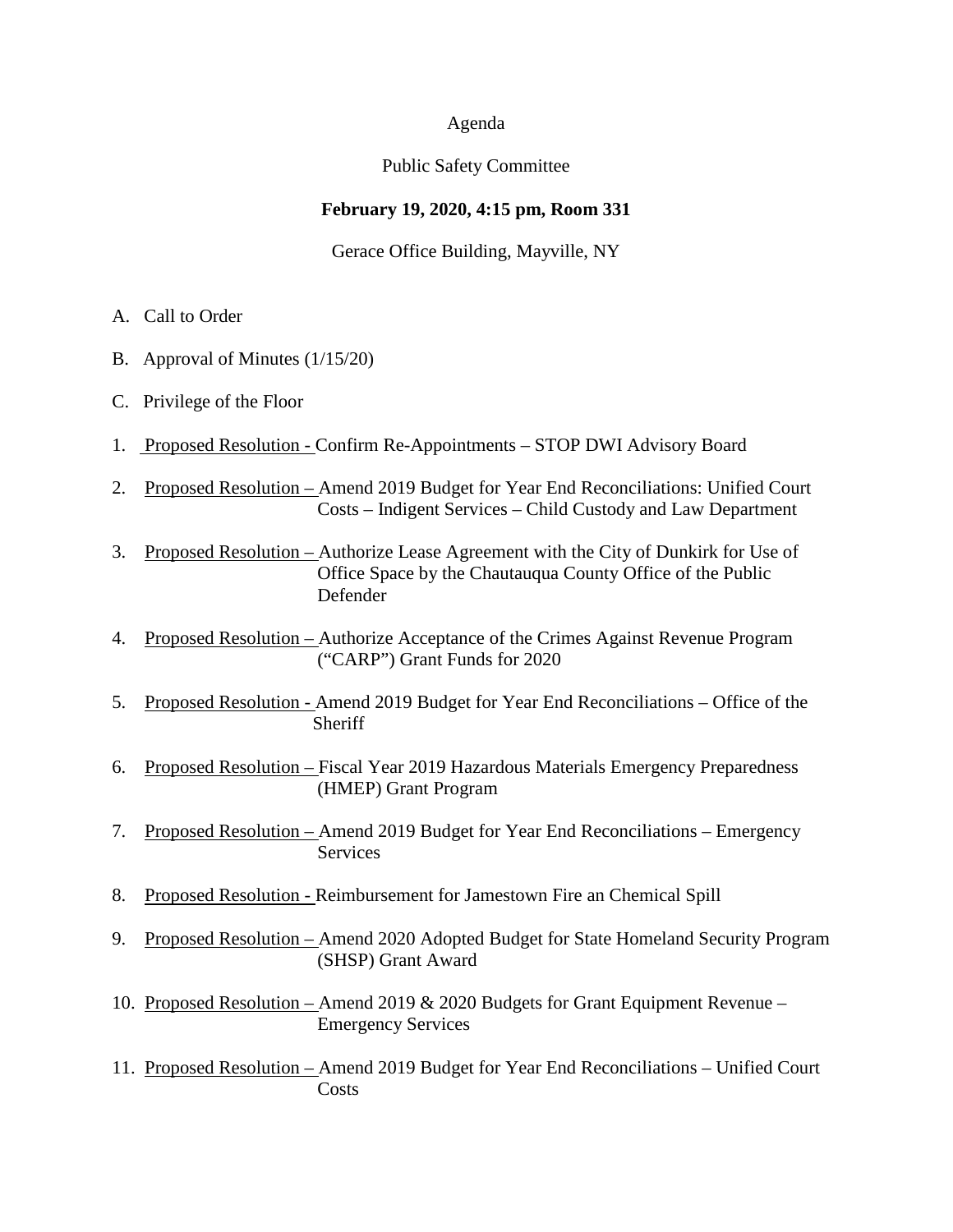Agenda

Public Safety Committee

**February 19, 2020, 4:15 pm, Room 331**

Gerace Office Building, Mayville, NY

A. Call to Order

B. Approval of Minutes (1/15/20)

C. Privilege of the Floor

1. Proposed Resolution - Confirm Re-Appointments – STOP DWI Advisory Board

2. Proposed Resolution – Amend 2019 Budget for Year End Reconciliations: Unified Court Costs – Indigent Services – Child Custody and Law Department

3. Proposed Resolution – Authorize Lease Agreement with the City of Dunkirk for Use of Office Space by the Chautauqua County Office of the Public Defender

4. Proposed Resolution – Authorize Acceptance of the Crimes Against Revenue Program ("CARP") Grant Funds for 2020

5. Proposed Resolution - Amend 2019 Budget for Year End Reconciliations – Office of the Sheriff

6. Proposed Resolution – Fiscal Year 2019 Hazardous Materials Emergency Preparedness (HMEP) Grant Program

7. Proposed Resolution – Amend 2019 Budget for Year End Reconciliations – Emergency Services

8. Proposed Resolution - Reimbursement for Jamestown Fire an Chemical Spill

9. Proposed Resolution – Amend 2020 Adopted Budget for State Homeland Security Program (SHSP) Grant Award

10. Proposed Resolution – Amend 2019 & 2020 Budgets for Grant Equipment Revenue – Emergency Services

11. Proposed Resolution – Amend 2019 Budget for Year End Reconciliations – Unified Court Costs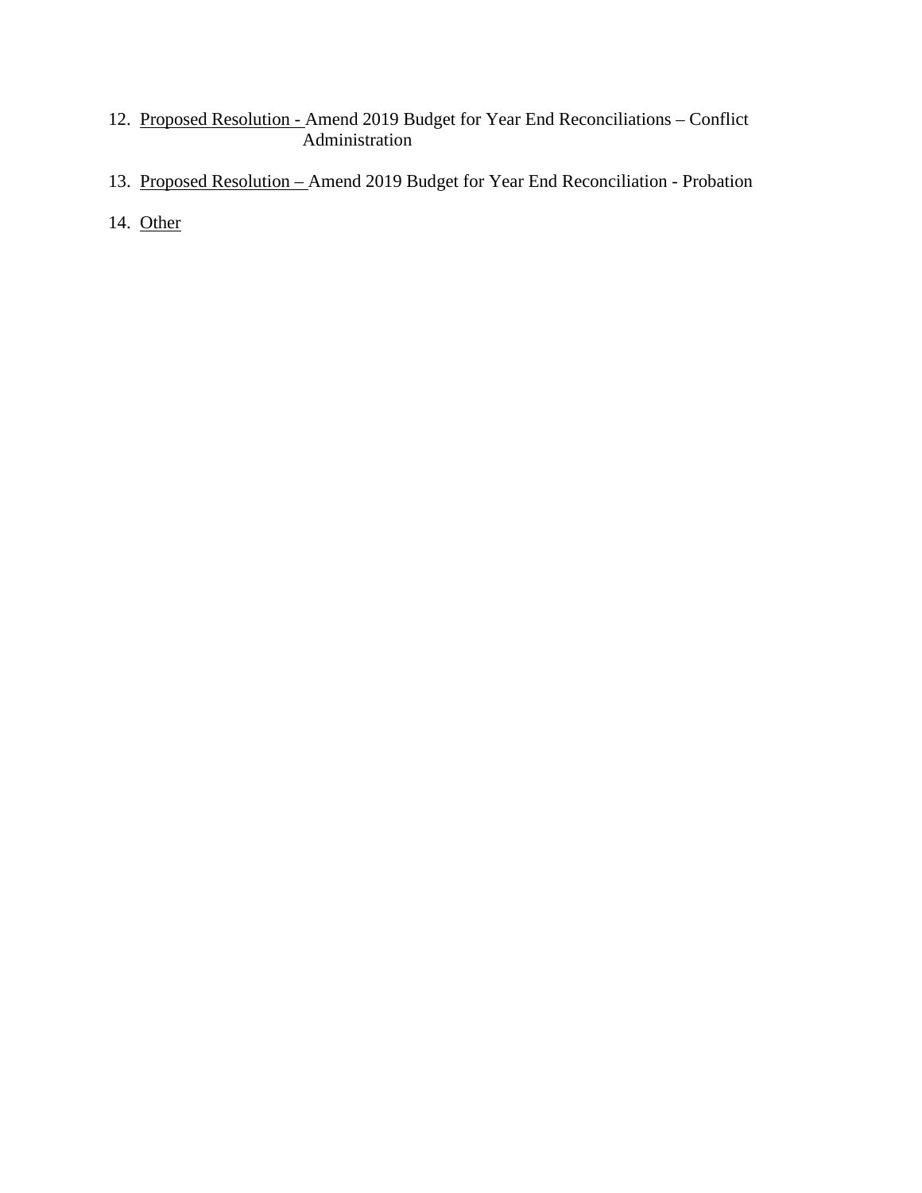12. Proposed Resolution - Amend 2019 Budget for Year End Reconciliations – Conflict Administration

13. Proposed Resolution – Amend 2019 Budget for Year End Reconciliation - Probation

14. Other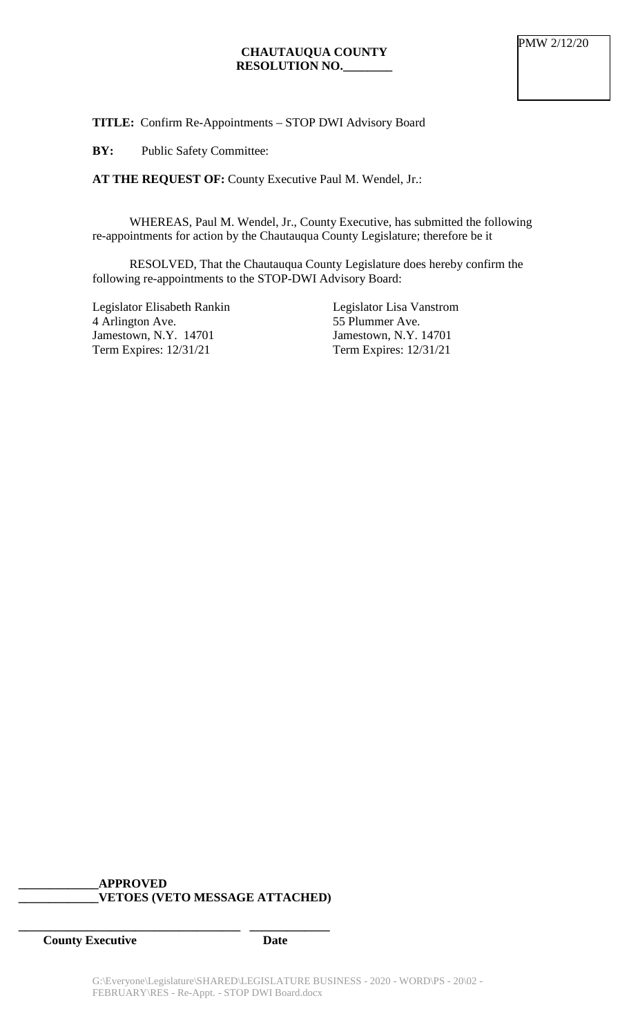PMW 2/12/20

**CHAUTAUQUA COUNTY**
**RESOLUTION NO.________**

**TITLE:** Confirm Re-Appointments – STOP DWI Advisory Board

**BY:** Public Safety Committee:

**AT THE REQUEST OF:** County Executive Paul M. Wendel, Jr.:

WHEREAS, Paul M. Wendel, Jr., County Executive, has submitted the following re-appointments for action by the Chautauqua County Legislature; therefore be it

RESOLVED, That the Chautauqua County Legislature does hereby confirm the following re-appointments to the STOP-DWI Advisory Board:

Legislator Elisabeth Rankin
4 Arlington Ave.
Jamestown, N.Y. 14701
Term Expires: 12/31/21

Legislator Lisa Vanstrom
55 Plummer Ave.
Jamestown, N.Y. 14701
Term Expires: 12/31/21

**_____________APPROVED**
**_____________VETOES (VETO MESSAGE ATTACHED)**

_____________________________________ _____________
**County Executive** **Date**

G:\Everyone\Legislature\SHARED\LEGISLATURE BUSINESS - 2020 - WORD\PS - 20\02 - FEBRUARY\RES - Re-Appt. - STOP DWI Board.docx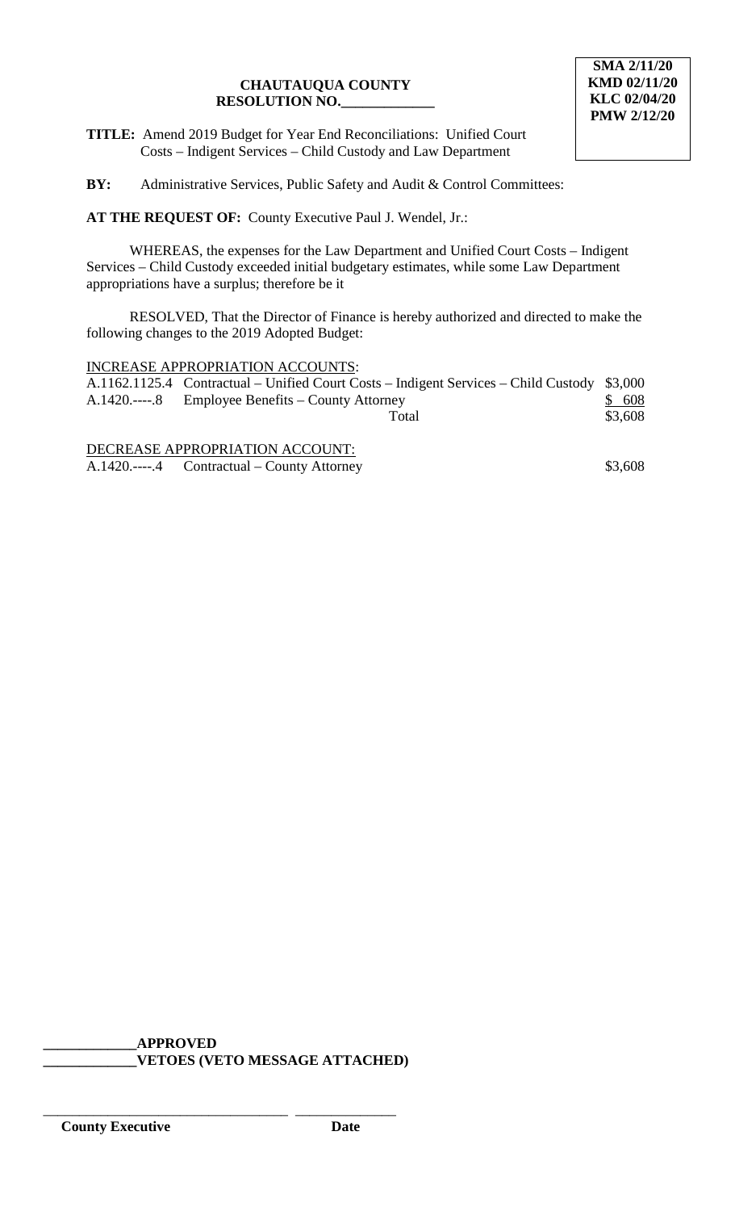**SMA 2/11/20**
**KMD 02/11/20**
**KLC 02/04/20**
**PMW 2/12/20**

**CHAUTAUQUA COUNTY**
**RESOLUTION NO.\_\_\_\_\_\_\_\_\_\_\_\_\_**

**TITLE:** Amend 2019 Budget for Year End Reconciliations: Unified Court Costs – Indigent Services – Child Custody and Law Department

**BY:** Administrative Services, Public Safety and Audit & Control Committees:

**AT THE REQUEST OF:** County Executive Paul J. Wendel, Jr.:

WHEREAS, the expenses for the Law Department and Unified Court Costs – Indigent Services – Child Custody exceeded initial budgetary estimates, while some Law Department appropriations have a surplus; therefore be it

RESOLVED, That the Director of Finance is hereby authorized and directed to make the following changes to the 2019 Adopted Budget:

INCREASE APPROPRIATION ACCOUNTS:

| | | |
|---|---|---|
| A.1162.1125.4 | Contractual – Unified Court Costs – Indigent Services – Child Custody | $3,000 |
| A.1420.-----.8 | Employee Benefits – County Attorney | $ 608 |
| | Total | $3,608 |

DECREASE APPROPRIATION ACCOUNT:

| | | |
|---|---|---|
| A.1420.-----.4 | Contractual – County Attorney | $3,608 |

\_\_\_\_\_\_\_\_\_\_\_\_\_**APPROVED**
\_\_\_\_\_\_\_\_\_\_\_\_\_**VETOES (VETO MESSAGE ATTACHED)**

\_\_\_\_\_\_\_\_\_\_\_\_\_\_\_\_\_\_\_\_\_\_\_\_\_\_\_\_\_\_\_\_\_\_ \_\_\_\_\_\_\_\_\_\_\_\_\_\_
**County Executive** **Date**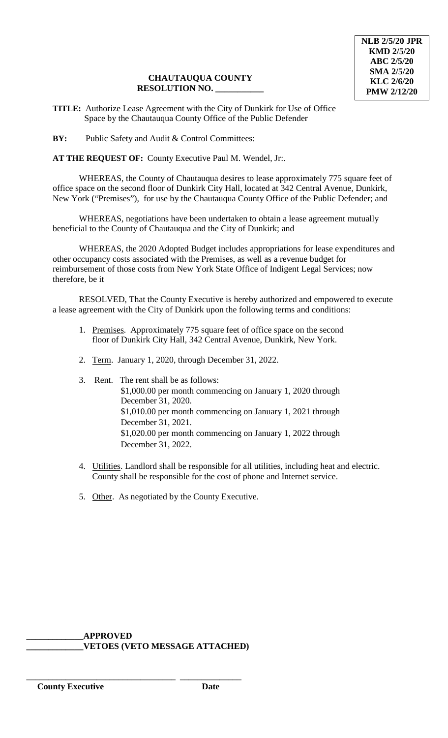NLB 2/5/20 JPR
KMD 2/5/20
ABC 2/5/20
SMA 2/5/20
KLC 2/6/20
PMW 2/12/20

**CHAUTAUQUA COUNTY**
**RESOLUTION NO. \_\_\_\_\_\_\_\_\_\_\_**

**TITLE:** Authorize Lease Agreement with the City of Dunkirk for Use of Office Space by the Chautauqua County Office of the Public Defender

**BY:** Public Safety and Audit & Control Committees:

**AT THE REQUEST OF:** County Executive Paul M. Wendel, Jr:.

WHEREAS, the County of Chautauqua desires to lease approximately 775 square feet of office space on the second floor of Dunkirk City Hall, located at 342 Central Avenue, Dunkirk, New York ("Premises"), for use by the Chautauqua County Office of the Public Defender; and

WHEREAS, negotiations have been undertaken to obtain a lease agreement mutually beneficial to the County of Chautauqua and the City of Dunkirk; and

WHEREAS, the 2020 Adopted Budget includes appropriations for lease expenditures and other occupancy costs associated with the Premises, as well as a revenue budget for reimbursement of those costs from New York State Office of Indigent Legal Services; now therefore, be it

RESOLVED, That the County Executive is hereby authorized and empowered to execute a lease agreement with the City of Dunkirk upon the following terms and conditions:

1. Premises. Approximately 775 square feet of office space on the second floor of Dunkirk City Hall, 342 Central Avenue, Dunkirk, New York.
2. Term. January 1, 2020, through December 31, 2022.
3. Rent. The rent shall be as follows:
   $1,000.00 per month commencing on January 1, 2020 through December 31, 2020.
   $1,010.00 per month commencing on January 1, 2021 through December 31, 2021.
   $1,020.00 per month commencing on January 1, 2022 through December 31, 2022.
4. Utilities. Landlord shall be responsible for all utilities, including heat and electric. County shall be responsible for the cost of phone and Internet service.
5. Other. As negotiated by the County Executive.

\_\_\_\_\_\_\_\_\_\_\_\_\_**APPROVED**
\_\_\_\_\_\_\_\_\_\_\_\_\_**VETOES (VETO MESSAGE ATTACHED)**

\_\_\_\_\_\_\_\_\_\_\_\_\_\_\_\_\_\_\_\_\_\_\_\_\_\_\_\_\_\_\_\_\_\_ \_\_\_\_\_\_\_\_\_\_\_\_\_\_
**County Executive** **Date**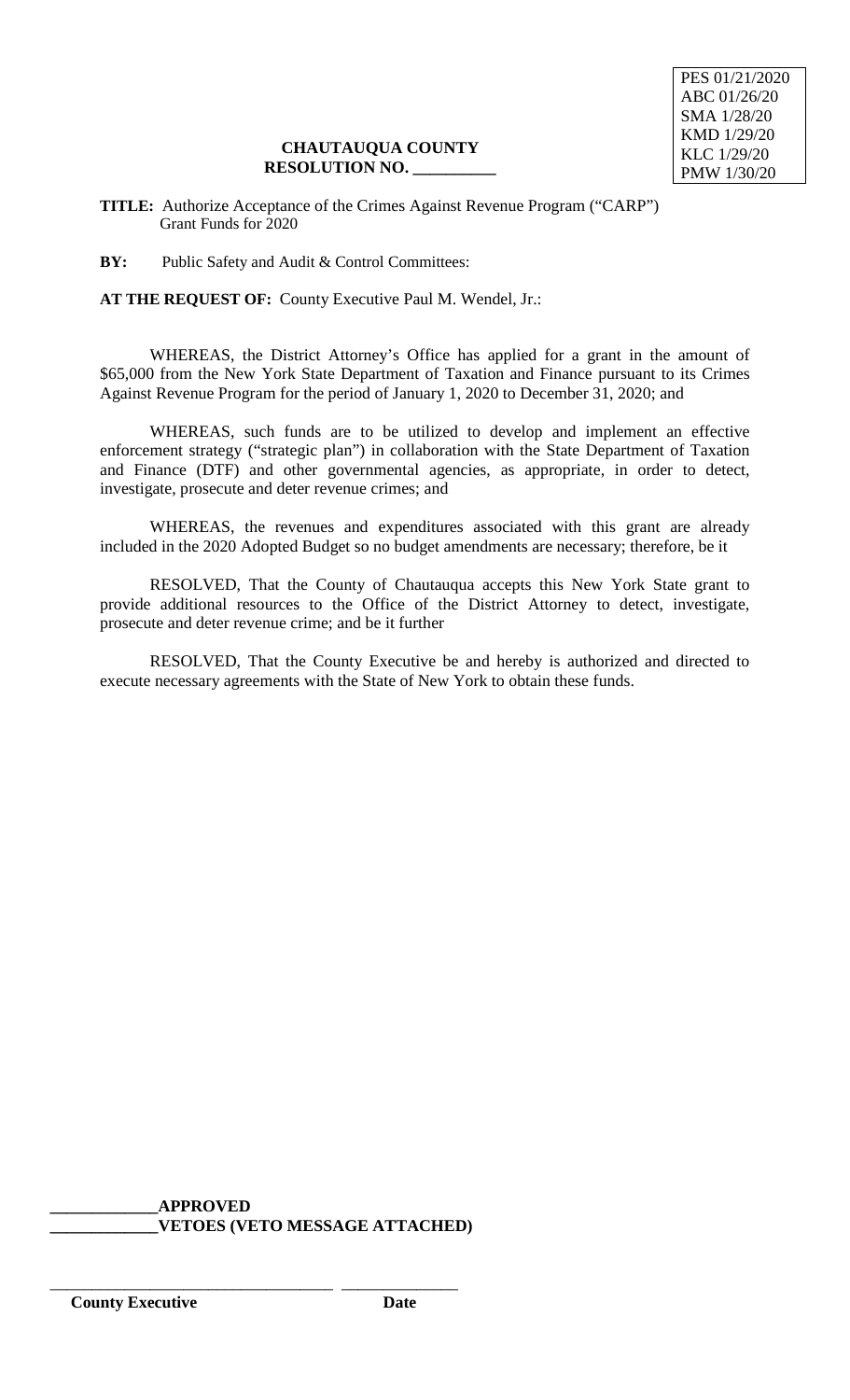PES 01/21/2020
ABC 01/26/20
SMA 1/28/20
KMD 1/29/20
KLC 1/29/20
PMW 1/30/20

**CHAUTAUQUA COUNTY**
**RESOLUTION NO. __________**

**TITLE:** Authorize Acceptance of the Crimes Against Revenue Program ("CARP") Grant Funds for 2020

**BY:** Public Safety and Audit & Control Committees:

**AT THE REQUEST OF:** County Executive Paul M. Wendel, Jr.:

WHEREAS, the District Attorney's Office has applied for a grant in the amount of $65,000 from the New York State Department of Taxation and Finance pursuant to its Crimes Against Revenue Program for the period of January 1, 2020 to December 31, 2020; and

WHEREAS, such funds are to be utilized to develop and implement an effective enforcement strategy ("strategic plan") in collaboration with the State Department of Taxation and Finance (DTF) and other governmental agencies, as appropriate, in order to detect, investigate, prosecute and deter revenue crimes; and

WHEREAS, the revenues and expenditures associated with this grant are already included in the 2020 Adopted Budget so no budget amendments are necessary; therefore, be it

RESOLVED, That the County of Chautauqua accepts this New York State grant to provide additional resources to the Office of the District Attorney to detect, investigate, prosecute and deter revenue crime; and be it further

RESOLVED, That the County Executive be and hereby is authorized and directed to execute necessary agreements with the State of New York to obtain these funds.

**_____________APPROVED**
**_____________VETOES (VETO MESSAGE ATTACHED)**

_________________________________ ______________
**County Executive** **Date**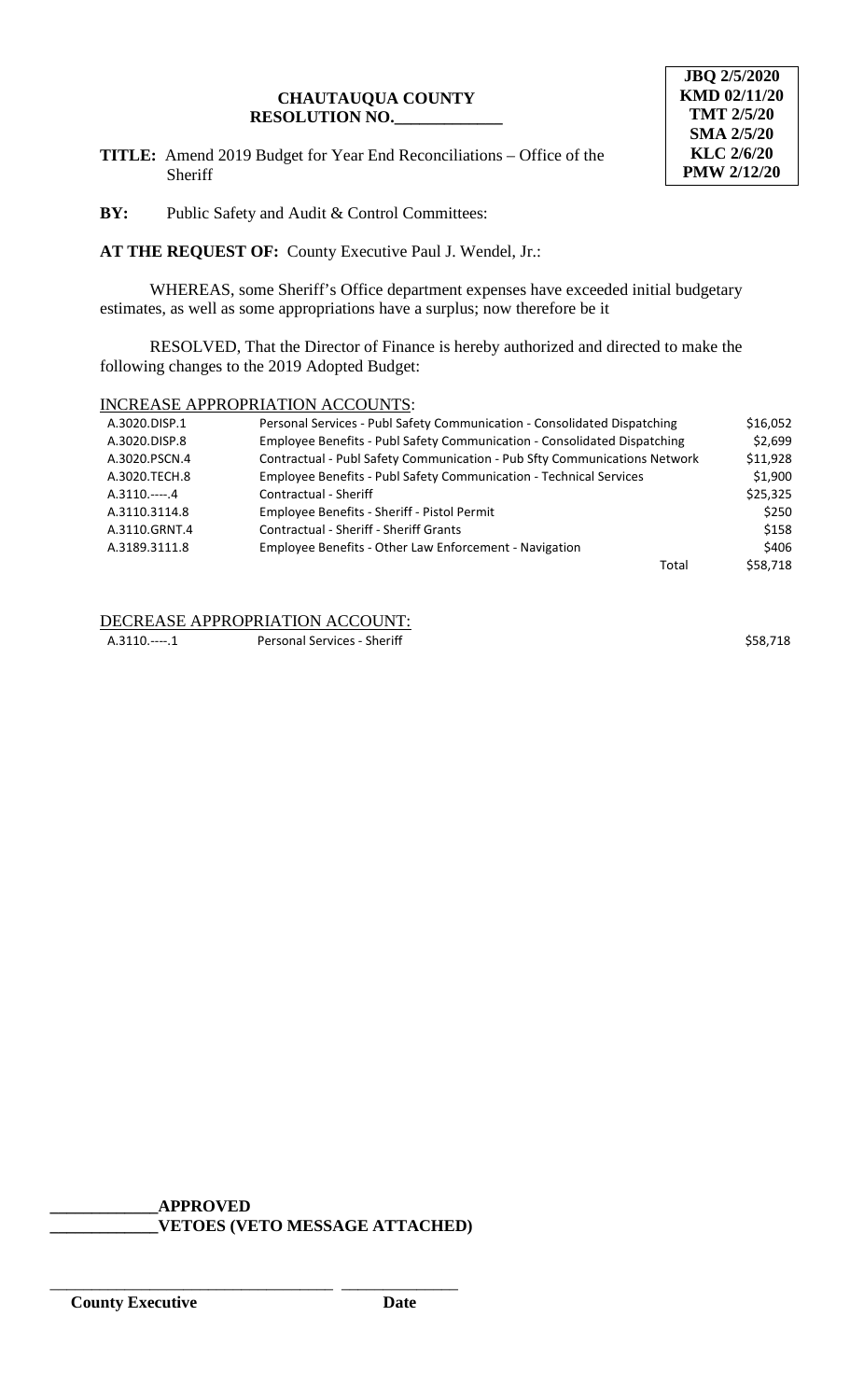**JBQ 2/5/2020**
**KMD 02/11/20**
**TMT 2/5/20**
**SMA 2/5/20**
**KLC 2/6/20**
**PMW 2/12/20**

**CHAUTAUQUA COUNTY**
**RESOLUTION NO.\_\_\_\_\_\_\_\_\_\_\_\_\_**

**TITLE:** Amend 2019 Budget for Year End Reconciliations – Office of the Sheriff

**BY:** Public Safety and Audit & Control Committees:

**AT THE REQUEST OF:** County Executive Paul J. Wendel, Jr.:

WHEREAS, some Sheriff's Office department expenses have exceeded initial budgetary estimates, as well as some appropriations have a surplus; now therefore be it

RESOLVED, That the Director of Finance is hereby authorized and directed to make the following changes to the 2019 Adopted Budget:

INCREASE APPROPRIATION ACCOUNTS:

| | | |
|---|---|---|
| A.3020.DISP.1 | Personal Services - Publ Safety Communication - Consolidated Dispatching | $16,052 |
| A.3020.DISP.8 | Employee Benefits - Publ Safety Communication - Consolidated Dispatching | $2,699 |
| A.3020.PSCN.4 | Contractual - Publ Safety Communication - Pub Sfty Communications Network | $11,928 |
| A.3020.TECH.8 | Employee Benefits - Publ Safety Communication - Technical Services | $1,900 |
| A.3110.----.4 | Contractual - Sheriff | $25,325 |
| A.3110.3114.8 | Employee Benefits - Sheriff - Pistol Permit | $250 |
| A.3110.GRNT.4 | Contractual - Sheriff - Sheriff Grants | $158 |
| A.3189.3111.8 | Employee Benefits - Other Law Enforcement - Navigation | $406 |
| | Total | $58,718 |

DECREASE APPROPRIATION ACCOUNT:

| | | |
|---|---|---|
| A.3110.----.1 | Personal Services - Sheriff | $58,718 |

\_\_\_\_\_\_\_\_\_\_\_\_\_**APPROVED**
\_\_\_\_\_\_\_\_\_\_\_\_\_**VETOES (VETO MESSAGE ATTACHED)**

\_\_\_\_\_\_\_\_\_\_\_\_\_\_\_\_\_\_\_\_\_\_\_\_\_\_\_\_\_\_\_\_\_\_ \_\_\_\_\_\_\_\_\_\_\_\_\_\_
**County Executive** **Date**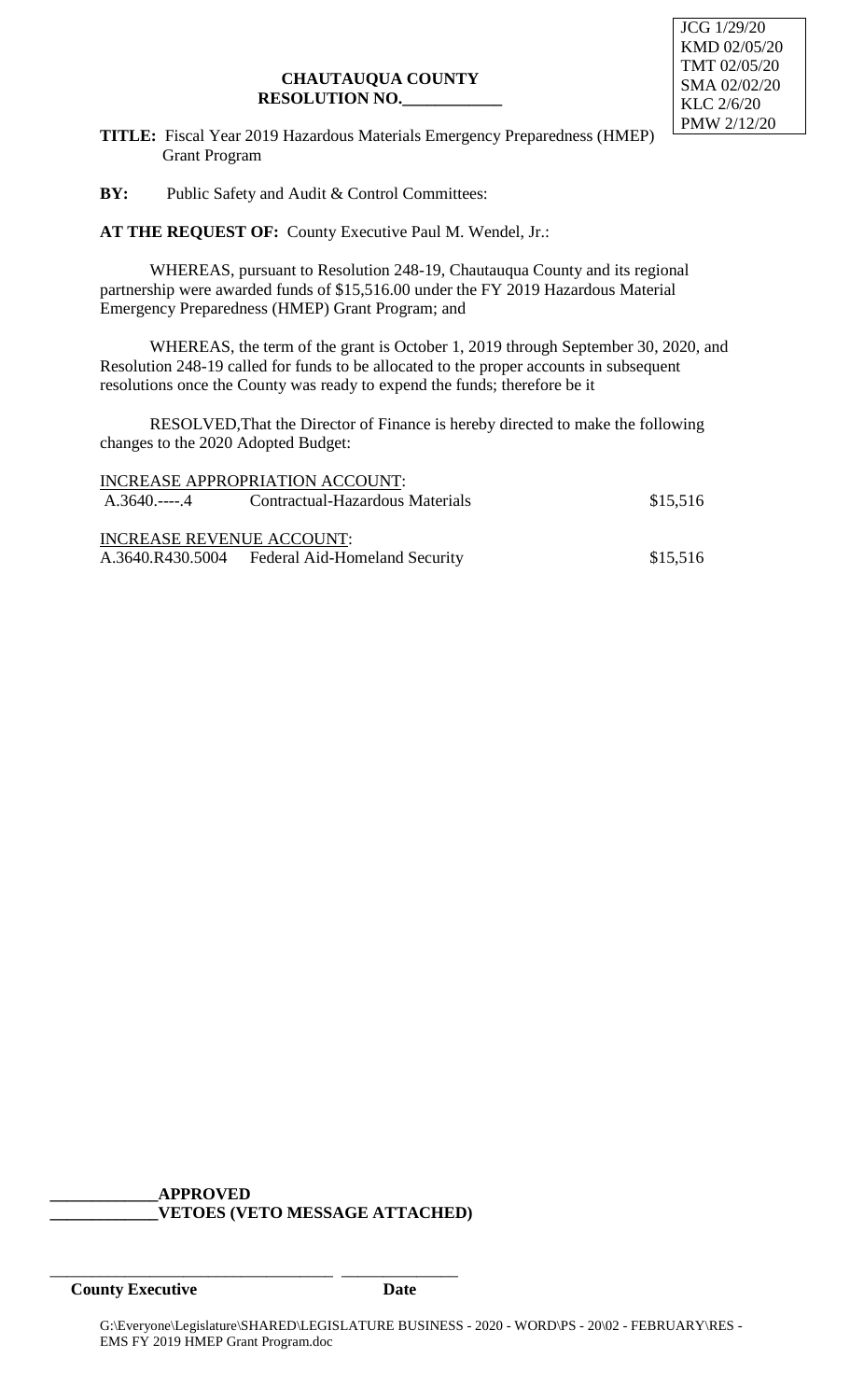JCG 1/29/20
KMD 02/05/20
TMT 02/05/20
SMA 02/02/20
KLC 2/6/20
PMW 2/12/20

**CHAUTAUQUA COUNTY**
**RESOLUTION NO.\_\_\_\_\_\_\_\_\_\_\_\_**

**TITLE:** Fiscal Year 2019 Hazardous Materials Emergency Preparedness (HMEP) Grant Program

**BY:** Public Safety and Audit & Control Committees:

**AT THE REQUEST OF:** County Executive Paul M. Wendel, Jr.:

WHEREAS, pursuant to Resolution 248-19, Chautauqua County and its regional partnership were awarded funds of $15,516.00 under the FY 2019 Hazardous Material Emergency Preparedness (HMEP) Grant Program; and

WHEREAS, the term of the grant is October 1, 2019 through September 30, 2020, and Resolution 248-19 called for funds to be allocated to the proper accounts in subsequent resolutions once the County was ready to expend the funds; therefore be it

RESOLVED,That the Director of Finance is hereby directed to make the following changes to the 2020 Adopted Budget:

INCREASE APPROPRIATION ACCOUNT:

| | | |
|---|---|---|
| A.3640.----.4 | Contractual-Hazardous Materials | $15,516 |

INCREASE REVENUE ACCOUNT:

| | | |
|---|---|---|
| A.3640.R430.5004 | Federal Aid-Homeland Security | $15,516 |

\_\_\_\_\_\_\_\_\_\_\_\_\_**APPROVED**
\_\_\_\_\_\_\_\_\_\_\_\_\_**VETOES (VETO MESSAGE ATTACHED)**

\_\_\_\_\_\_\_\_\_\_\_\_\_\_\_\_\_\_\_\_\_\_\_\_\_\_\_\_\_\_\_\_\_\_ \_\_\_\_\_\_\_\_\_\_\_\_\_\_
**County Executive** **Date**

G:\Everyone\Legislature\SHARED\LEGISLATURE BUSINESS - 2020 - WORD\PS - 20\02 - FEBRUARY\RES - EMS FY 2019 HMEP Grant Program.doc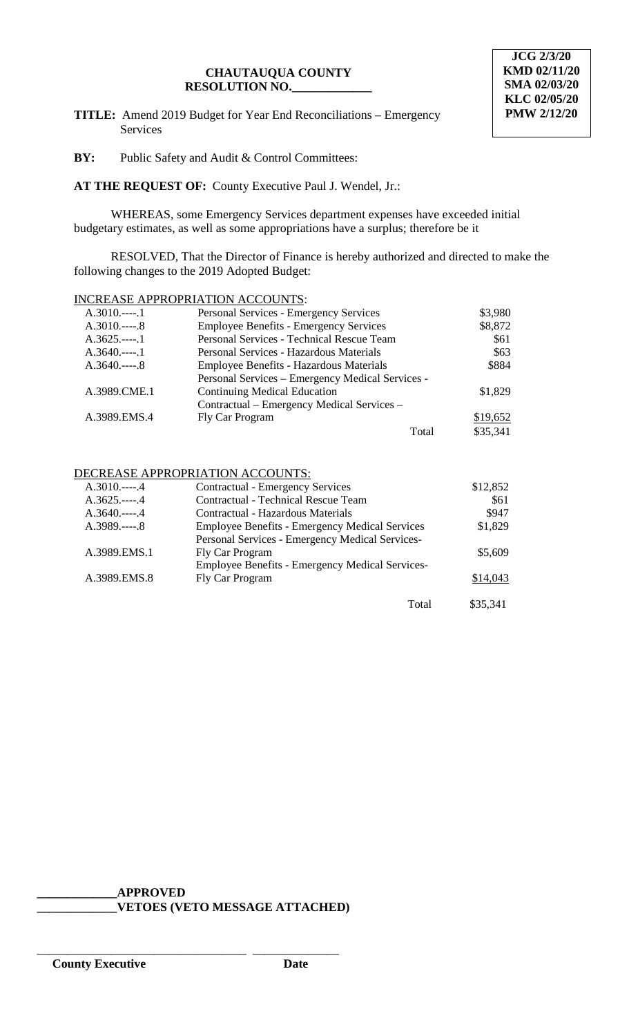**JCG 2/3/20**
**KMD 02/11/20**
**SMA 02/03/20**
**KLC 02/05/20**
**PMW 2/12/20**

**CHAUTAUQUA COUNTY**
**RESOLUTION NO.\_\_\_\_\_\_\_\_\_\_\_\_\_**

**TITLE:** Amend 2019 Budget for Year End Reconciliations – Emergency Services

**BY:** Public Safety and Audit & Control Committees:

**AT THE REQUEST OF:** County Executive Paul J. Wendel, Jr.:

WHEREAS, some Emergency Services department expenses have exceeded initial budgetary estimates, as well as some appropriations have a surplus; therefore be it

RESOLVED, That the Director of Finance is hereby authorized and directed to make the following changes to the 2019 Adopted Budget:

INCREASE APPROPRIATION ACCOUNTS:

| | | |
|---|---|---|
| A.3010.----.1 | Personal Services - Emergency Services | $3,980 |
| A.3010.----.8 | Employee Benefits - Emergency Services | $8,872 |
| A.3625.----.1 | Personal Services - Technical Rescue Team | $61 |
| A.3640.----.1 | Personal Services - Hazardous Materials | $63 |
| A.3640.----.8 | Employee Benefits - Hazardous Materials | $884 |
| A.3989.CME.1 | Personal Services – Emergency Medical Services - Continuing Medical Education | $1,829 |
| A.3989.EMS.4 | Contractual – Emergency Medical Services – Fly Car Program | $19,652 |
| | Total | $35,341 |

DECREASE APPROPRIATION ACCOUNTS:

| | | |
|---|---|---|
| A.3010.----.4 | Contractual - Emergency Services | $12,852 |
| A.3625.----.4 | Contractual - Technical Rescue Team | $61 |
| A.3640.----.4 | Contractual - Hazardous Materials | $947 |
| A.3989.----.8 | Employee Benefits - Emergency Medical Services | $1,829 |
| A.3989.EMS.1 | Personal Services - Emergency Medical Services- Fly Car Program | $5,609 |
| A.3989.EMS.8 | Employee Benefits - Emergency Medical Services- Fly Car Program | $14,043 |
| | Total | $35,341 |

\_\_\_\_\_\_\_\_\_\_\_\_\_**APPROVED**
\_\_\_\_\_\_\_\_\_\_\_\_\_**VETOES (VETO MESSAGE ATTACHED)**

\_\_\_\_\_\_\_\_\_\_\_\_\_\_\_\_\_\_\_\_\_\_\_\_\_\_\_\_\_\_\_\_\_\_ \_\_\_\_\_\_\_\_\_\_\_\_\_\_
**County Executive** **Date**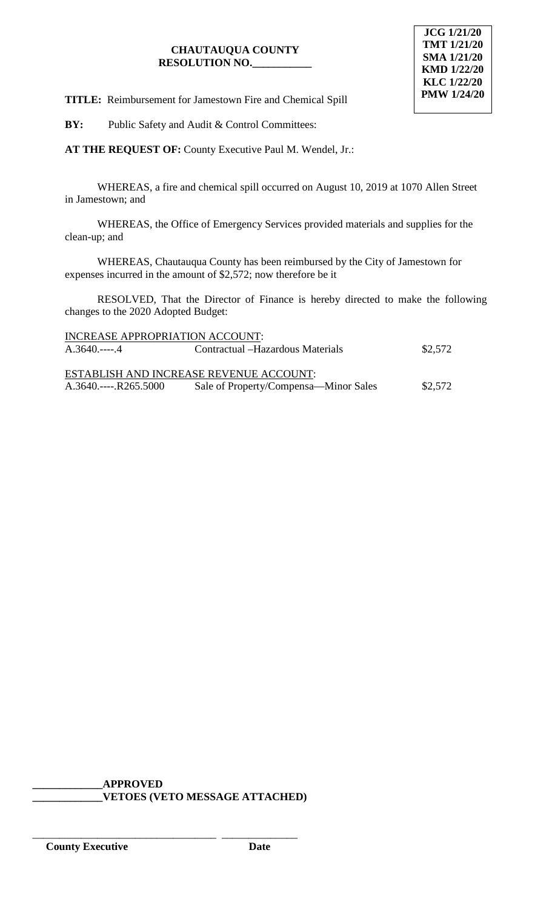**CHAUTAUQUA COUNTY**
**RESOLUTION NO.\_\_\_\_\_\_\_\_\_\_\_**

**JCG 1/21/20**
**TMT 1/21/20**
**SMA 1/21/20**
**KMD 1/22/20**
**KLC 1/22/20**
**PMW 1/24/20**

**TITLE:** Reimbursement for Jamestown Fire and Chemical Spill

**BY:** Public Safety and Audit & Control Committees:

**AT THE REQUEST OF:** County Executive Paul M. Wendel, Jr.:

WHEREAS, a fire and chemical spill occurred on August 10, 2019 at 1070 Allen Street in Jamestown; and

WHEREAS, the Office of Emergency Services provided materials and supplies for the clean-up; and

WHEREAS, Chautauqua County has been reimbursed by the City of Jamestown for expenses incurred in the amount of $2,572; now therefore be it

RESOLVED, That the Director of Finance is hereby directed to make the following changes to the 2020 Adopted Budget:

INCREASE APPROPRIATION ACCOUNT:

| | | |
|---|---|---|
| A.3640.----.4 | Contractual –Hazardous Materials | $2,572 |

ESTABLISH AND INCREASE REVENUE ACCOUNT:

| | | |
|---|---|---|
| A.3640.----.R265.5000 | Sale of Property/Compensa—Minor Sales | $2,572 |

\_\_\_\_\_\_\_\_\_\_\_\_\_**APPROVED**
\_\_\_\_\_\_\_\_\_\_\_\_\_**VETOES (VETO MESSAGE ATTACHED)**

\_\_\_\_\_\_\_\_\_\_\_\_\_\_\_\_\_\_\_\_\_\_\_\_\_\_\_\_\_\_\_\_\_\_ \_\_\_\_\_\_\_\_\_\_\_\_\_\_
**County Executive** **Date**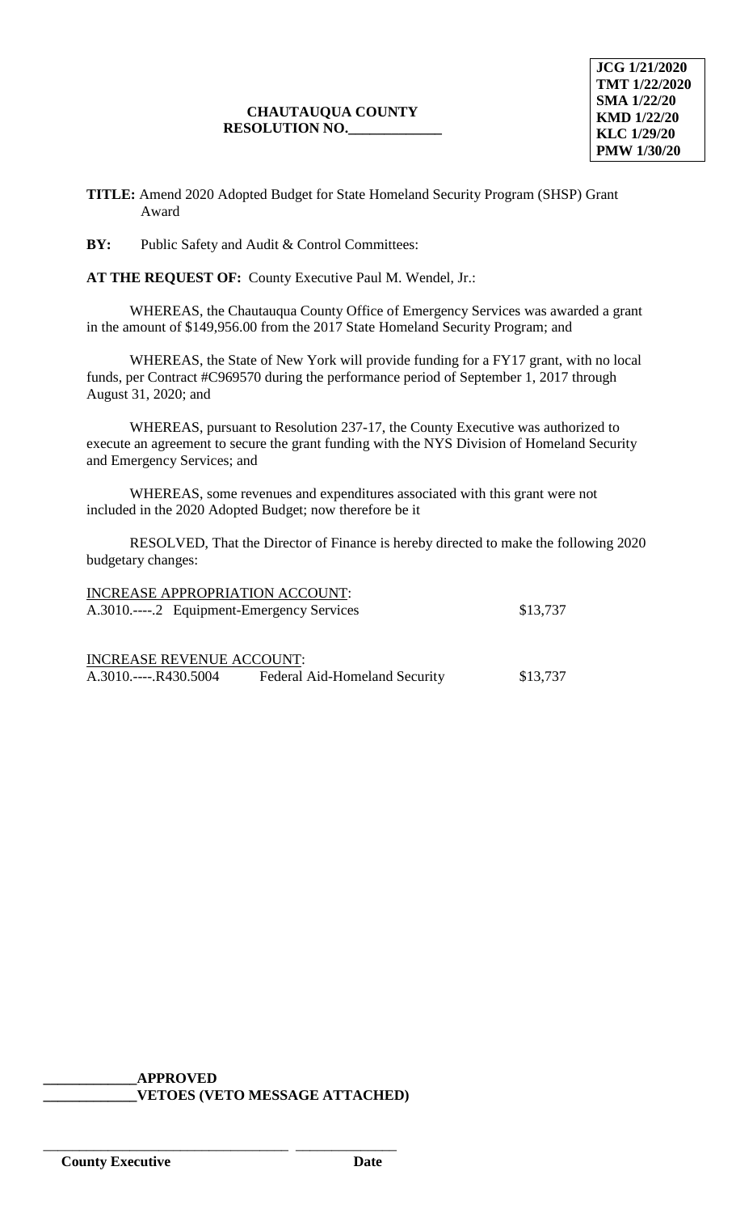JCG 1/21/2020
TMT 1/22/2020
SMA 1/22/20
KMD 1/22/20
KLC 1/29/20
PMW 1/30/20

**CHAUTAUQUA COUNTY**
**RESOLUTION NO.\_\_\_\_\_\_\_\_\_\_\_\_\_**

**TITLE:** Amend 2020 Adopted Budget for State Homeland Security Program (SHSP) Grant Award

**BY:** Public Safety and Audit & Control Committees:

**AT THE REQUEST OF:** County Executive Paul M. Wendel, Jr.:

WHEREAS, the Chautauqua County Office of Emergency Services was awarded a grant in the amount of $149,956.00 from the 2017 State Homeland Security Program; and

WHEREAS, the State of New York will provide funding for a FY17 grant, with no local funds, per Contract #C969570 during the performance period of September 1, 2017 through August 31, 2020; and

WHEREAS, pursuant to Resolution 237-17, the County Executive was authorized to execute an agreement to secure the grant funding with the NYS Division of Homeland Security and Emergency Services; and

WHEREAS, some revenues and expenditures associated with this grant were not included in the 2020 Adopted Budget; now therefore be it

RESOLVED, That the Director of Finance is hereby directed to make the following 2020 budgetary changes:

INCREASE APPROPRIATION ACCOUNT:

| | | |
|---|---|---|
| A.3010.----.2 | Equipment-Emergency Services | $13,737 |

INCREASE REVENUE ACCOUNT:

| | | |
|---|---|---|
| A.3010.----.R430.5004 | Federal Aid-Homeland Security | $13,737 |

**\_\_\_\_\_\_\_\_\_\_\_\_\_APPROVED**

**\_\_\_\_\_\_\_\_\_\_\_\_\_VETOES (VETO MESSAGE ATTACHED)**

\_\_\_\_\_\_\_\_\_\_\_\_\_\_\_\_\_\_\_\_\_\_\_\_\_\_\_\_\_\_\_\_\_\_\_ \_\_\_\_\_\_\_\_\_\_\_\_\_\_\_

**County Executive** **Date**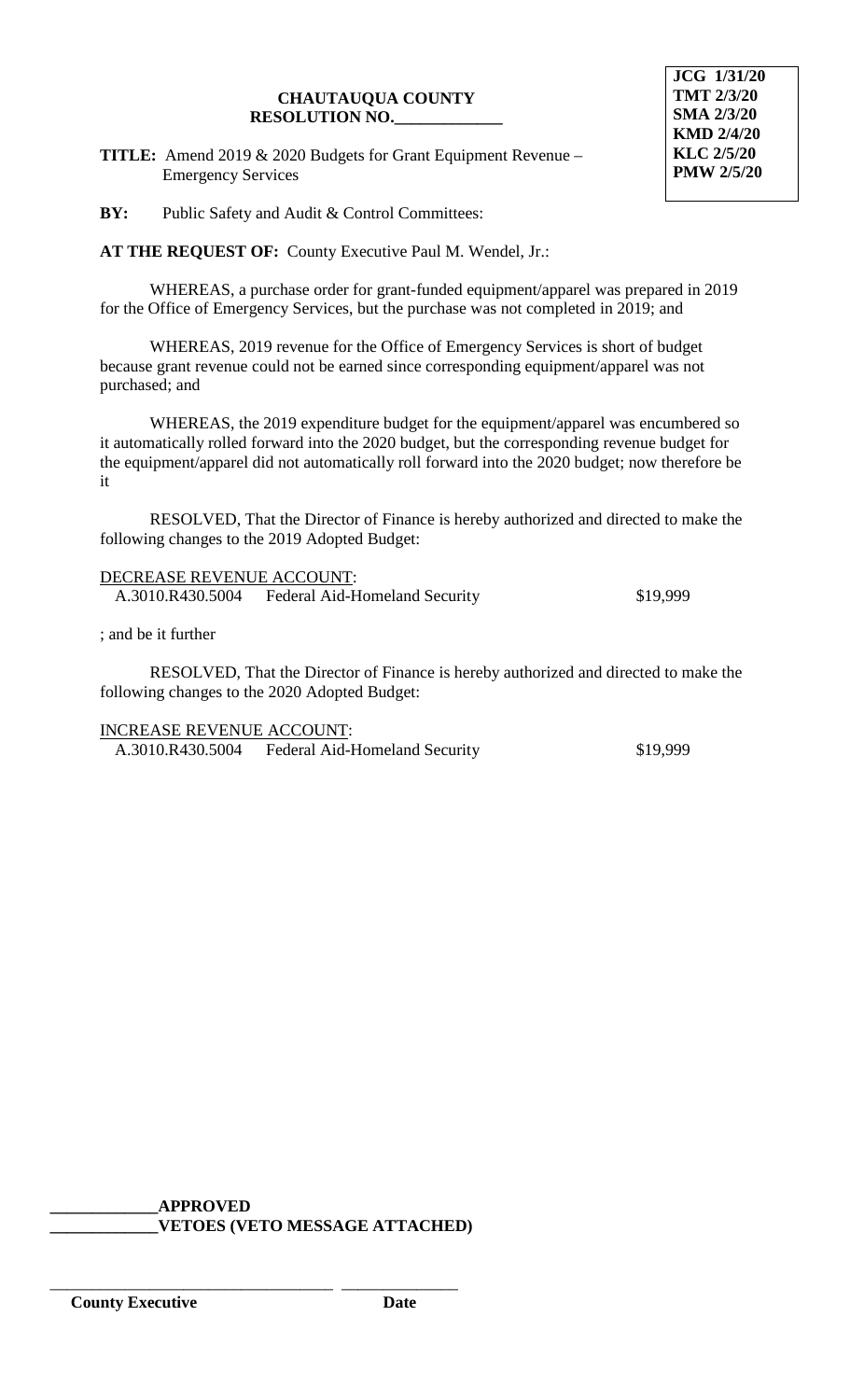JCG 1/31/20
TMT 2/3/20
SMA 2/3/20
KMD 2/4/20
KLC 2/5/20
PMW 2/5/20

**CHAUTAUQUA COUNTY**
**RESOLUTION NO.\_\_\_\_\_\_\_\_\_\_\_\_\_**

**TITLE:** Amend 2019 & 2020 Budgets for Grant Equipment Revenue – Emergency Services

**BY:** Public Safety and Audit & Control Committees:

**AT THE REQUEST OF:** County Executive Paul M. Wendel, Jr.:

WHEREAS, a purchase order for grant-funded equipment/apparel was prepared in 2019 for the Office of Emergency Services, but the purchase was not completed in 2019; and

WHEREAS, 2019 revenue for the Office of Emergency Services is short of budget because grant revenue could not be earned since corresponding equipment/apparel was not purchased; and

WHEREAS, the 2019 expenditure budget for the equipment/apparel was encumbered so it automatically rolled forward into the 2020 budget, but the corresponding revenue budget for the equipment/apparel did not automatically roll forward into the 2020 budget; now therefore be it

RESOLVED, That the Director of Finance is hereby authorized and directed to make the following changes to the 2019 Adopted Budget:

DECREASE REVENUE ACCOUNT:

| | | |
|---|---|---|
| A.3010.R430.5004 | Federal Aid-Homeland Security | $19,999 |

; and be it further

RESOLVED, That the Director of Finance is hereby authorized and directed to make the following changes to the 2020 Adopted Budget:

INCREASE REVENUE ACCOUNT:

| | | |
|---|---|---|
| A.3010.R430.5004 | Federal Aid-Homeland Security | $19,999 |

\_\_\_\_\_\_\_\_\_\_\_\_\_**APPROVED**
\_\_\_\_\_\_\_\_\_\_\_\_\_**VETOES (VETO MESSAGE ATTACHED)**

\_\_\_\_\_\_\_\_\_\_\_\_\_\_\_\_\_\_\_\_\_\_\_\_\_\_\_\_\_\_\_\_\_\_ \_\_\_\_\_\_\_\_\_\_\_\_\_\_
**County Executive** **Date**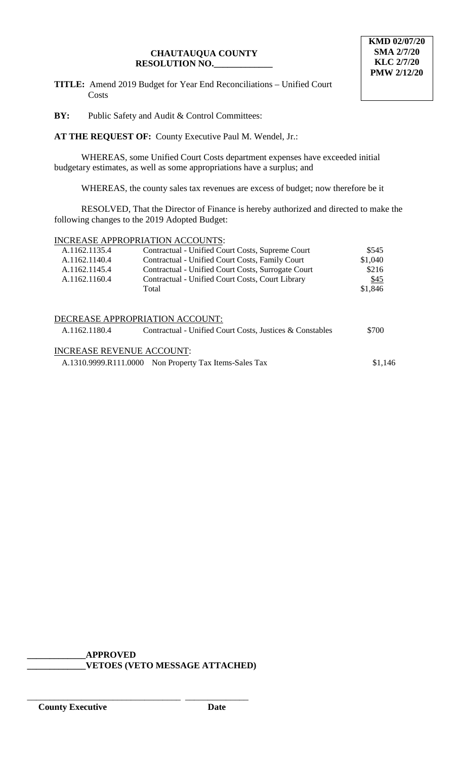**KMD 02/07/20**
**SMA 2/7/20**
**KLC 2/7/20**
**PMW 2/12/20**

**CHAUTAUQUA COUNTY**
**RESOLUTION NO.\_\_\_\_\_\_\_\_\_\_\_\_\_**

**TITLE:** Amend 2019 Budget for Year End Reconciliations – Unified Court Costs

**BY:** Public Safety and Audit & Control Committees:

**AT THE REQUEST OF:** County Executive Paul M. Wendel, Jr.:

WHEREAS, some Unified Court Costs department expenses have exceeded initial budgetary estimates, as well as some appropriations have a surplus; and

WHEREAS, the county sales tax revenues are excess of budget; now therefore be it

RESOLVED, That the Director of Finance is hereby authorized and directed to make the following changes to the 2019 Adopted Budget:

INCREASE APPROPRIATION ACCOUNTS:

| | | |
|---|---|---|
| A.1162.1135.4 | Contractual - Unified Court Costs, Supreme Court | $545 |
| A.1162.1140.4 | Contractual - Unified Court Costs, Family Court | $1,040 |
| A.1162.1145.4 | Contractual - Unified Court Costs, Surrogate Court | $216 |
| A.1162.1160.4 | Contractual - Unified Court Costs, Court Library | $45 |
| | Total | $1,846 |

DECREASE APPROPRIATION ACCOUNT:

| | | |
|---|---|---|
| A.1162.1180.4 | Contractual - Unified Court Costs, Justices & Constables | $700 |

INCREASE REVENUE ACCOUNT:

| | | |
|---|---|---|
| A.1310.9999.R111.0000 | Non Property Tax Items-Sales Tax | $1,146 |

\_\_\_\_\_\_\_\_\_\_\_\_\_**APPROVED**
\_\_\_\_\_\_\_\_\_\_\_\_\_**VETOES (VETO MESSAGE ATTACHED)**

\_\_\_\_\_\_\_\_\_\_\_\_\_\_\_\_\_\_\_\_\_\_\_\_\_\_\_\_\_\_\_\_\_\_ \_\_\_\_\_\_\_\_\_\_\_\_\_\_\_
**County Executive** **Date**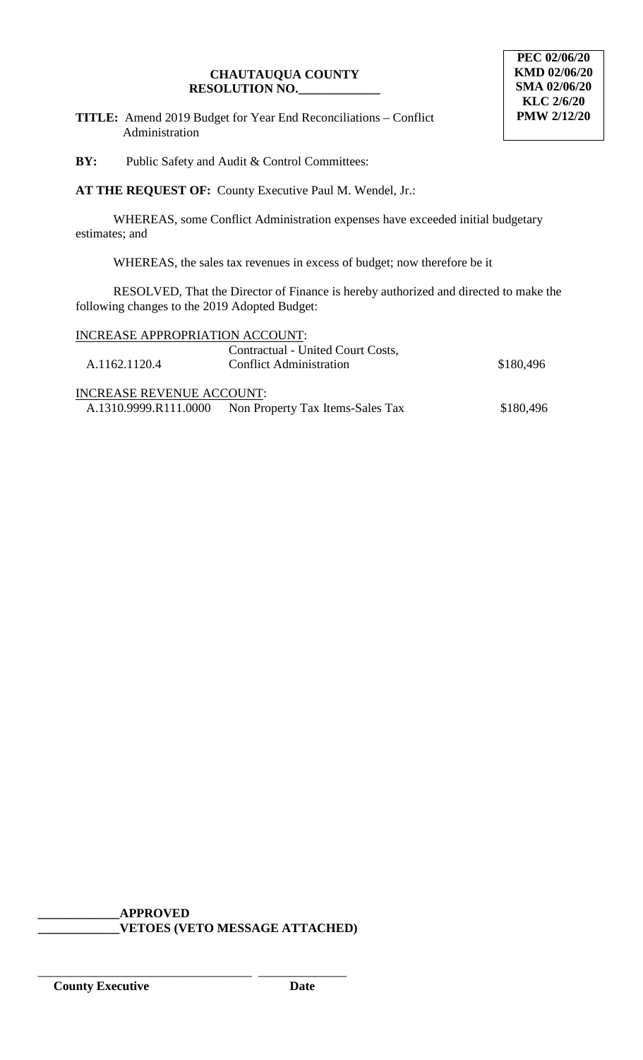**CHAUTAUQUA COUNTY**
**RESOLUTION NO.\_\_\_\_\_\_\_\_\_\_\_\_\_**

**PEC 02/06/20**
**KMD 02/06/20**
**SMA 02/06/20**
**KLC 2/6/20**
**PMW 2/12/20**

**TITLE:** Amend 2019 Budget for Year End Reconciliations – Conflict Administration

**BY:** Public Safety and Audit & Control Committees:

**AT THE REQUEST OF:** County Executive Paul M. Wendel, Jr.:

WHEREAS, some Conflict Administration expenses have exceeded initial budgetary estimates; and

WHEREAS, the sales tax revenues in excess of budget; now therefore be it

RESOLVED, That the Director of Finance is hereby authorized and directed to make the following changes to the 2019 Adopted Budget:

INCREASE APPROPRIATION ACCOUNT:

| | | |
|---|---|---|
| A.1162.1120.4 | Contractual - United Court Costs, Conflict Administration | $180,496 |

INCREASE REVENUE ACCOUNT:

| | | |
|---|---|---|
| A.1310.9999.R111.0000 | Non Property Tax Items-Sales Tax | $180,496 |

\_\_\_\_\_\_\_\_\_\_\_\_\_**APPROVED**
\_\_\_\_\_\_\_\_\_\_\_\_\_**VETOES (VETO MESSAGE ATTACHED)**

\_\_\_\_\_\_\_\_\_\_\_\_\_\_\_\_\_\_\_\_\_\_\_\_\_\_\_\_\_\_\_\_\_\_ \_\_\_\_\_\_\_\_\_\_\_\_\_\_
**County Executive** **Date**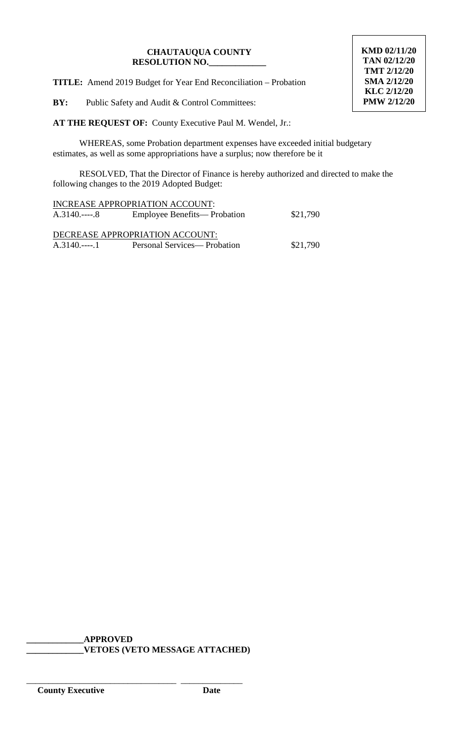**CHAUTAUQUA COUNTY**
**RESOLUTION NO.\_\_\_\_\_\_\_\_\_\_\_\_\_**

**KMD 02/11/20**
**TAN 02/12/20**
**TMT 2/12/20**
**SMA 2/12/20**
**KLC 2/12/20**
**PMW 2/12/20**

**TITLE:** Amend 2019 Budget for Year End Reconciliation – Probation

**BY:** Public Safety and Audit & Control Committees:

**AT THE REQUEST OF:** County Executive Paul M. Wendel, Jr.:

WHEREAS, some Probation department expenses have exceeded initial budgetary estimates, as well as some appropriations have a surplus; now therefore be it

RESOLVED, That the Director of Finance is hereby authorized and directed to make the following changes to the 2019 Adopted Budget:

INCREASE APPROPRIATION ACCOUNT:

| | | |
|---|---|---|
| A.3140.----.8 | Employee Benefits— Probation | $21,790 |

DECREASE APPROPRIATION ACCOUNT:

| | | |
|---|---|---|
| A.3140.----.1 | Personal Services— Probation | $21,790 |

\_\_\_\_\_\_\_\_\_\_\_\_\_**APPROVED**
\_\_\_\_\_\_\_\_\_\_\_\_\_**VETOES (VETO MESSAGE ATTACHED)**

\_\_\_\_\_\_\_\_\_\_\_\_\_\_\_\_\_\_\_\_\_\_\_\_\_\_\_\_\_\_\_\_\_ \_\_\_\_\_\_\_\_\_\_\_\_\_\_
**County Executive** **Date**